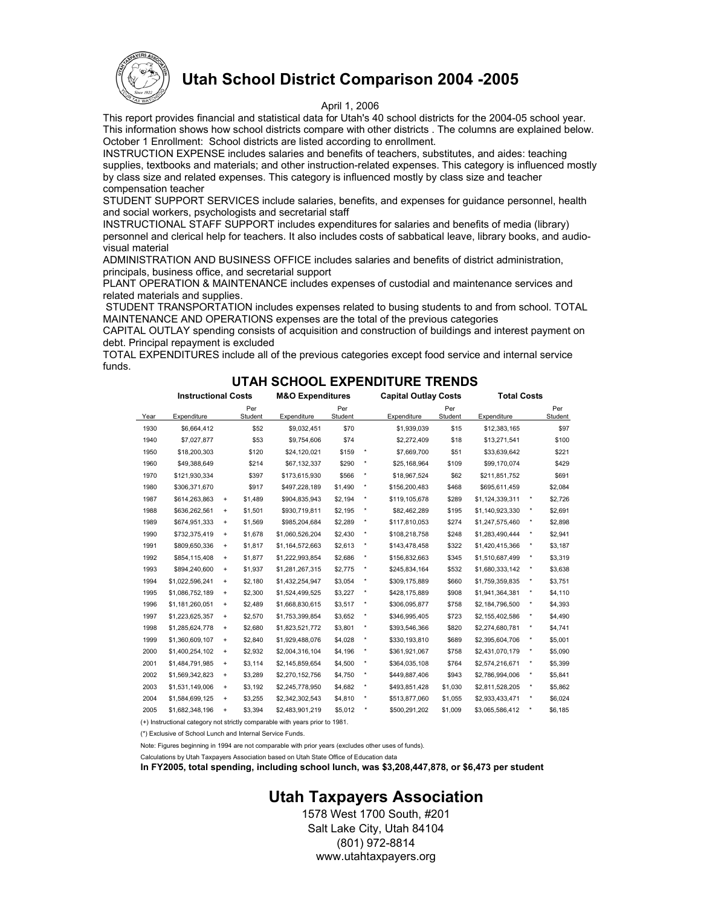# Utah School District Comparison 2004 -2005

April 1, 2006

This report provides financial and statistical data for Utah's 40 school districts for the 2004-05 school year. This information shows how school districts compare with other districts . The columns are explained below.

October 1 Enrollment: School districts are listed according to enrollment.

INSTRUCTION EXPENSE includes salaries and benefits of teachers, substitutes, and aides: teaching supplies, textbooks and materials; and other instruction-related expenses. This category is influenced mostly by class size and related expenses. This category is influenced mostly by class size and teacher compensation teacher

STUDENT SUPPORT SERVICES include salaries, benefits, and expenses for guidance personnel, health and social workers, psychologists and secretarial staff

INSTRUCTIONAL STAFF SUPPORT includes expenditures for salaries and benefits of media (library) personnel and clerical help for teachers. It also includes costs of sabbatical leave, library books, and audio-visual material

ADMINISTRATION AND BUSINESS OFFICE includes salaries and benefits of district administration, principals, business office, and secretarial support

PLANT OPERATION & MAINTENANCE includes expenses of custodial and maintenance services and related materials and supplies.

STUDENT TRANSPORTATION includes expenses related to busing students to and from school. TOTAL MAINTENANCE AND OPERATIONS expenses are the total of the previous categories

CAPITAL OUTLAY spending consists of acquisition and construction of buildings and interest payment on debt. Principal repayment is excluded

TOTAL EXPENDITURES include all of the previous categories except food service and internal service funds.

## UTAH SCHOOL EXPENDITURE TRENDS

| | Instructional Costs | | | M&O Expenditures | | | Capital Outlay Costs | | Total Costs | | |
|---|---|---|---|---|---|---|---|---|---|---|---|
| Year | Expenditure | | Per Student | Expenditure | Per Student | | Expenditure | Per Student | Expenditure | | Per Student |
| 1930 | $6,664,412 | | $52 | $9,032,451 | $70 | | $1,939,039 | $15 | $12,383,165 | | $97 |
| 1940 | $7,027,877 | | $53 | $9,754,606 | $74 | | $2,272,409 | $18 | $13,271,541 | | $100 |
| 1950 | $18,200,303 | | $120 | $24,120,021 | $159 | * | $7,669,700 | $51 | $33,639,642 | | $221 |
| 1960 | $49,388,649 | | $214 | $67,132,337 | $290 | * | $25,168,964 | $109 | $99,170,074 | | $429 |
| 1970 | $121,930,334 | | $397 | $173,615,930 | $566 | * | $18,967,524 | $62 | $211,851,752 | | $691 |
| 1980 | $306,371,670 | | $917 | $497,228,189 | $1,490 | * | $156,200,483 | $468 | $695,611,459 | | $2,084 |
| 1987 | $614,263,863 | + | $1,489 | $904,835,943 | $2,194 | * | $119,105,678 | $289 | $1,124,339,311 | * | $2,726 |
| 1988 | $636,262,561 | + | $1,501 | $930,719,811 | $2,195 | * | $82,462,289 | $195 | $1,140,923,330 | * | $2,691 |
| 1989 | $674,951,333 | + | $1,569 | $985,204,684 | $2,289 | * | $117,810,053 | $274 | $1,247,575,460 | * | $2,898 |
| 1990 | $732,375,419 | + | $1,678 | $1,060,526,204 | $2,430 | * | $108,218,758 | $248 | $1,283,490,444 | * | $2,941 |
| 1991 | $809,650,336 | + | $1,817 | $1,164,572,663 | $2,613 | * | $143,478,458 | $322 | $1,420,415,366 | * | $3,187 |
| 1992 | $854,115,408 | + | $1,877 | $1,222,993,854 | $2,686 | * | $156,832,663 | $345 | $1,510,687,499 | * | $3,319 |
| 1993 | $894,240,600 | + | $1,937 | $1,281,267,315 | $2,775 | * | $245,834,164 | $532 | $1,680,333,142 | * | $3,638 |
| 1994 | $1,022,596,241 | + | $2,180 | $1,432,254,947 | $3,054 | * | $309,175,889 | $660 | $1,759,359,835 | * | $3,751 |
| 1995 | $1,086,752,189 | + | $2,300 | $1,524,499,525 | $3,227 | * | $428,175,889 | $908 | $1,941,364,381 | * | $4,110 |
| 1996 | $1,181,260,051 | + | $2,489 | $1,668,830,615 | $3,517 | * | $306,095,877 | $758 | $2,184,796,500 | * | $4,393 |
| 1997 | $1,223,625,357 | + | $2,570 | $1,753,399,854 | $3,652 | * | $346,995,405 | $723 | $2,155,402,586 | * | $4,490 |
| 1998 | $1,285,624,778 | + | $2,680 | $1,823,521,772 | $3,801 | * | $393,546,366 | $820 | $2,274,680,781 | * | $4,741 |
| 1999 | $1,360,609,107 | + | $2,840 | $1,929,488,076 | $4,028 | * | $330,193,810 | $689 | $2,395,604,706 | * | $5,001 |
| 2000 | $1,400,254,102 | + | $2,932 | $2,004,316,104 | $4,196 | * | $361,921,067 | $758 | $2,431,070,179 | * | $5,090 |
| 2001 | $1,484,791,985 | + | $3,114 | $2,145,859,654 | $4,500 | * | $364,035,108 | $764 | $2,574,216,671 | * | $5,399 |
| 2002 | $1,569,342,823 | + | $3,289 | $2,270,152,756 | $4,750 | * | $449,887,406 | $943 | $2,786,994,006 | * | $5,841 |
| 2003 | $1,531,149,006 | + | $3,192 | $2,245,778,950 | $4,682 | * | $493,851,428 | $1,030 | $2,811,528,205 | * | $5,862 |
| 2004 | $1,584,699,125 | + | $3,255 | $2,342,302,543 | $4,810 | * | $513,877,060 | $1,055 | $2,933,433,471 | * | $6,024 |
| 2005 | $1,682,348,196 | + | $3,394 | $2,483,901,219 | $5,012 | * | $500,291,202 | $1,009 | $3,065,586,412 | * | $6,185 |

(+) Instructional category not strictly comparable with years prior to 1981.

(*) Exclusive of School Lunch and Internal Service Funds.

Note: Figures beginning in 1994 are not comparable with prior years (excludes other uses of funds).

Calculations by Utah Taxpayers Association based on Utah State Office of Education data

**In FY2005, total spending, including school lunch, was $3,208,447,878, or $6,473 per student**

## Utah Taxpayers Association

1578 West 1700 South, #201
Salt Lake City, Utah 84104
(801) 972-8814
www.utahtaxpayers.org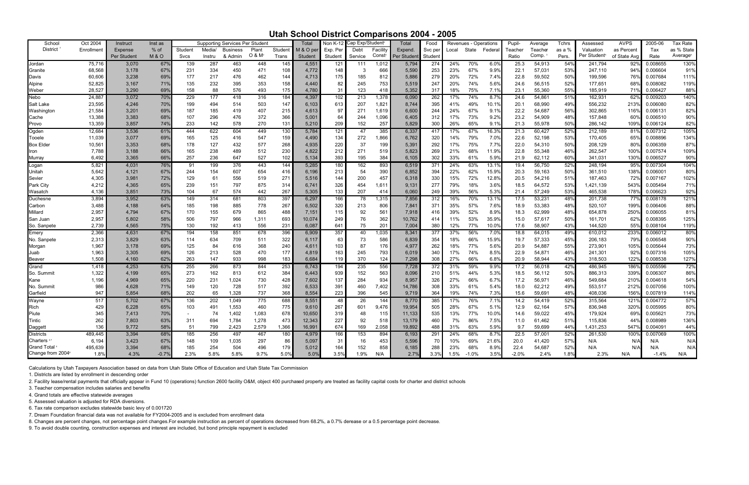# Utah School District Comparisons 2004 - 2005

| School District [1] | Oct 2004 Enrollment | Instruct Expense Per Student | Inst as % of M & O | Supporting Services Per Student | | | | | Total M & O per Student | Non K-12 Exp. Per Student | Cap Exp/Student[9] | | Total Expend. Per Student | Food Svc per Student | Revenues - Operations | | | Pupil-Teacher Ratio | Average Teacher Comp. [3] | Tchrs as a % Pers. | Assessed Valuation Per Student[5] | AVPS as Percent of State Avg | 2005-06 Tax Rate | Tax Rate as % State Average[6] |
|---|---|---|---|---|---|---|---|---|---|---|---|---|---|---|---|---|---|---|---|---|---|---|---|---|
| | | | | Student Svcs | Media/ Instru | Business & Admin | Plant O & M[2] | Student Trans | | | Debt Service | Facility Const[2] | | | Local | State | Federal | | | | | | | |
| Jordan | 75,716 | 3,070 | 67% | 139 | 287 | 463 | 448 | 145 | 4,551 | 121 | 111 | 1,012 | 5,794 | 274 | 24% | 70% | 6.0% | 25.3 | 54,913 | 54% | 241,794 | 92% | 0.008655 | 130% |
| Granite | 68,568 | 3,178 | 67% | 231 | 334 | 450 | 471 | 108 | 4,772 | 148 | 3 | 666 | 5,590 | 253 | 23% | 67% | 9.9% | 22.1 | 57,031 | 53% | 247,110 | 94% | 0.006604 | 91% |
| Davis | 60,606 | 3,238 | 69% | 177 | 217 | 476 | 462 | 144 | 4,713 | 175 | 185 | 812 | 5,886 | 279 | 20% | 72% | 7.4% | 22.8 | 59,502 | 50% | 199,596 | 76% | 0.007684 | 111% |
| Alpine | 52,825 | 3,167 | 71% | 135 | 232 | 395 | 353 | 158 | 4,440 | 82 | 245 | 753 | 5,519 | 247 | 20% | 74% | 5.6% | 24.6 | 56,515 | 52% | 177,651 | 68% | 0.008082 | 119% |
| Weber | 28,527 | 3,290 | 69% | 158 | 88 | 576 | 493 | 175 | 4,780 | 31 | 123 | 418 | 5,352 | 317 | 18% | 75% | 7.1% | 23.1 | 55,360 | 55% | 185,919 | 71% | 0.006427 | 88% |
| Nebo | 24,887 | 3,072 | 70% | 229 | 177 | 418 | 316 | 184 | 4,397 | 102 | 213 | 1,378 | 6,090 | 262 | 17% | 74% | 8.7% | 24.6 | 54,861 | 51% | 162,931 | 62% | 0.009203 | 140% |
| Salt Lake | 23,595 | 4,246 | 70% | 199 | 494 | 514 | 503 | 147 | 6,103 | 613 | 207 | 1,821 | 8,744 | 395 | 41% | 49% | 10.1% | 20.1 | 68,990 | 49% | 556,232 | 213% | 0.006080 | 82% |
| Washington | 21,584 | 3,201 | 69% | 187 | 185 | 419 | 407 | 215 | 4,613 | 97 | 271 | 1,619 | 6,600 | 244 | 24% | 67% | 9.1% | 22.2 | 54,687 | 56% | 302,865 | 116% | 0.006131 | 82% |
| Cache | 13,388 | 3,383 | 68% | 107 | 296 | 476 | 372 | 366 | 5,001 | 64 | 244 | 1,096 | 6,405 | 312 | 17% | 73% | 9.2% | 23.2 | 54,909 | 48% | 157,848 | 60% | 0.006510 | 90% |
| Provo | 13,359 | 3,857 | 74% | 233 | 142 | 578 | 270 | 131 | 5,210 | 209 | 152 | 257 | 5,829 | 300 | 26% | 65% | 9.1% | 21.3 | 55,978 | 50% | 286,142 | 109% | 0.006124 | 82% |
| Ogden | 12,684 | 3,536 | 61% | 444 | 622 | 604 | 449 | 130 | 5,784 | 121 | 47 | 385 | 6,337 | 417 | 17% | 67% | 16.3% | 21.3 | 60,427 | 52% | 212,189 | 81% | 0.007312 | 105% |
| Tooele | 11,039 | 3,077 | 69% | 165 | 125 | 416 | 547 | 159 | 4,490 | 134 | 272 | 1,866 | 6,762 | 320 | 14% | 79% | 7.0% | 22.6 | 52,198 | 53% | 170,405 | 65% | 0.008896 | 134% |
| Box Elder | 10,561 | 3,353 | 68% | 178 | 127 | 432 | 577 | 268 | 4,935 | 220 | 37 | 199 | 5,391 | 292 | 17% | 75% | 7.7% | 22.0 | 54,310 | 50% | 208,129 | 80% | 0.006359 | 87% |
| Iron | 7,788 | 3,188 | 66% | 165 | 238 | 489 | 512 | 230 | 4,822 | 212 | 271 | 519 | 5,823 | 269 | 21% | 68% | 11.9% | 22.8 | 55,348 | 46% | 262,547 | 100% | 0.007574 | 109% |
| Murray | 6,492 | 3,365 | 66% | 257 | 236 | 647 | 527 | 102 | 5,134 | 393 | 195 | 384 | 6,105 | 302 | 33% | 61% | 5.9% | 21.9 | 62,112 | 60% | 341,031 | 130% | 0.006527 | 90% |
| Logan | 5,821 | 4,031 | 76% | 91 | 199 | 376 | 443 | 144 | 5,285 | 180 | 162 | 893 | 6,519 | 371 | 24% | 63% | 13.1% | 19.4 | 56,750 | 52% | 248,194 | 95% | 0.007304 | 104% |
| Uintah | 5,642 | 4,121 | 67% | 244 | 154 | 607 | 654 | 416 | 6,196 | 213 | 54 | 390 | 6,852 | 394 | 22% | 62% | 15.9% | 20.3 | 59,163 | 50% | 361,510 | 138% | 0.006001 | 80% |
| Sevier | 4,305 | 3,981 | 72% | 129 | 61 | 556 | 519 | 271 | 5,516 | 144 | 200 | 457 | 6,318 | 330 | 15% | 72% | 12.8% | 20.5 | 54,216 | 51% | 187,463 | 72% | 0.007167 | 102% |
| Park City | 4,212 | 4,365 | 65% | 239 | 151 | 797 | 875 | 314 | 6,741 | 326 | 454 | 1,611 | 9,131 | 277 | 79% | 18% | 3.6% | 18.5 | 64,572 | 53% | 1,421,139 | 543% | 0.005494 | 71% |
| Wasatch | 4,136 | 3,851 | 73% | 104 | 67 | 574 | 442 | 267 | 5,305 | 133 | 207 | 414 | 6,060 | 249 | 39% | 56% | 5.3% | 21.4 | 57,249 | 53% | 465,538 | 178% | 0.006623 | 92% |
| Duchesne | 3,894 | 3,952 | 63% | 149 | 314 | 681 | 803 | 397 | 6,297 | 166 | 78 | 1,315 | 7,856 | 312 | 16% | 70% | 13.1% | 17.5 | 53,231 | 48% | 201,738 | 77% | 0.008178 | 121% |
| Carbon | 3,488 | 4,188 | 64% | 185 | 198 | 885 | 778 | 267 | 6,502 | 320 | 213 | 806 | 7,841 | 371 | 35% | 57% | 7.6% | 18.9 | 53,383 | 48% | 520,107 | 199% | 0.006406 | 88% |
| Millard | 2,957 | 4,794 | 67% | 170 | 155 | 679 | 865 | 488 | 7,151 | 115 | 92 | 561 | 7,918 | 416 | 39% | 52% | 8.9% | 18.3 | 62,999 | 48% | 654,878 | 250% | 0.006055 | 81% |
| San Juan | 2,957 | 5,802 | 58% | 506 | 797 | 966 | 1,311 | 693 | 10,074 | 249 | 76 | 362 | 10,762 | 414 | 11% | 53% | 35.9% | 15.0 | 57,617 | 50% | 161,701 | 62% | 0.008395 | 125% |
| So. Sanpete | 2,739 | 4,565 | 75% | 130 | 192 | 413 | 556 | 231 | 6,087 | 641 | 75 | 201 | 7,004 | 380 | 12% | 77% | 10.0% | 17.6 | 58,907 | 43% | 144,520 | 55% | 0.008104 | 119% |
| Emery | 2,366 | 4,631 | 67% | 194 | 158 | 851 | 678 | 396 | 6,909 | 357 | 40 | 1,035 | 8,341 | 377 | 37% | 56% | 7.0% | 18.8 | 64,015 | 49% | 610,012 | 233% | 0.006012 | 80% |
| No. Sanpete | 2,313 | 3,829 | 63% | 114 | 634 | 709 | 511 | 322 | 6,117 | 63 | 73 | 586 | 6,839 | 354 | 18% | 66% | 15.9% | 19.7 | 57,333 | 45% | 206,183 | 79% | 0.006548 | 90% |
| Morgan | 1,967 | 3,178 | 69% | 125 | 84 | 616 | 368 | 240 | 4,611 | 103 | 87 | 176 | 4,977 | 262 | 18% | 77% | 5.6% | 20.9 | 54,887 | 55% | 273,901 | 105% | 0.005644 | 73% |
| Juab | 1,963 | 3,305 | 69% | 126 | 213 | 528 | 470 | 177 | 4,819 | 163 | 245 | 793 | 6,019 | 340 | 17% | 74% | 8.5% | 22.9 | 54,871 | 46% | 241,301 | 92% | 0.007316 | 105% |
| Beaver | 1,508 | 4,160 | 62% | 263 | 147 | 933 | 998 | 183 | 6,684 | 119 | 370 | 124 | 7,298 | 308 | 27% | 66% | 6.8% | 20.9 | 58,944 | 43% | 318,503 | 122% | 0.008538 | 127% |
| Grand | 1,418 | 4,253 | 63% | 255 | 266 | 873 | 844 | 253 | 6,743 | 194 | 235 | 556 | 7,728 | 372 | 31% | 59% | 9.9% | 17.2 | 56,018 | 42% | 486,945 | 186% | 0.005596 | 72% |
| So. Summit | 1,322 | 4,199 | 65% | 273 | 162 | 813 | 612 | 384 | 6,443 | 939 | 152 | 563 | 8,096 | 210 | 51% | 44% | 5.3% | 18.5 | 56,112 | 50% | 886,313 | 339% | 0.006307 | 86% |
| Kane | 1,196 | 4,969 | 65% | 220 | 231 | 1,024 | 730 | 428 | 7,602 | 137 | 284 | 934 | 8,957 | 326 | 27% | 66% | 6.7% | 17.2 | 56,971 | 46% | 549,684 | 210% | 0.004618 | 54% |
| No. Summit | 986 | 4,628 | 71% | 149 | 120 | 728 | 517 | 392 | 6,533 | 391 | 460 | 7,402 | 14,786 | 308 | 33% | 61% | 5.4% | 18.0 | 62,212 | 49% | 553,517 | 212% | 0.007056 | 100% |
| Garfield | 947 | 5,854 | 68% | 202 | 65 | 1,328 | 737 | 368 | 8,554 | 223 | 396 | 545 | 9,719 | 364 | 19% | 74% | 7.3% | 15.6 | 59,691 | 48% | 408,036 | 156% | 0.007819 | 114% |
| Wayne | 517 | 5,702 | 67% | 136 | 202 | 1,049 | 775 | 688 | 8,551 | 48 | 26 | 144 | 8,770 | 385 | 17% | 76% | 7.1% | 14.2 | 54,419 | 52% | 315,564 | 121% | 0.004772 | 57% |
| Rich | 429 | 6,228 | 65% | 103 | 491 | 1,553 | 460 | 775 | 9,610 | 267 | 601 | 9,476 | 19,954 | 505 | 28% | 67% | 5.1% | 12.9 | 62,164 | 57% | 836,948 | 320% | 0.005995 | 80% |
| Piute | 345 | 7,413 | 70% | - | 74 | 1,402 | 1,083 | 678 | 10,650 | 319 | 48 | 115 | 11,133 | 535 | 13% | 77% | 10.0% | 14.6 | 59,022 | 45% | 179,924 | 69% | 0.005621 | 73% |
| Tintic | 262 | 7,803 | 63% | 311 | 694 | 1,784 | 1,278 | 473 | 12,343 | 227 | 92 | 518 | 13,179 | 460 | 7% | 86% | 7.5% | 11.0 | 61,462 | 51% | 115,836 | 44% | 0.008989 | 136% |
| Daggett | 136 | 9,772 | 58% | 51 | 799 | 2,423 | 2,579 | 1,366 | 16,991 | 674 | 169 | 2,058 | 19,892 | 488 | 31% | 63% | 5.9% | 9.7 | 59,699 | 44% | 1,431,253 | 547% | 0.004091 | 44% |
| Districts | 489,445 | 3,394 | 68% | 185 | 256 | 497 | 467 | 180 | 4,979 | 166 | 153 | 894 | 6,193 | 291 | 24% | 68% | 8.7% | 22.5 | 57,001 | 52% | 261,530 | 100% | 0.007069 | 100% |
| Charters [2,7] | 6,194 | 3,423 | 67% | 148 | 109 | 1,035 | 297 | 86 | 5,097 | 31 | 16 | 453 | 5,596 | 70 | 10% | 69% | 21.6% | 20.0 | 41,420 | 57% | N/A | N/A | N/A | N/A |
| Grand Total [4] | 495,639 | 3,394 | 68% | 185 | 254 | 504 | 496 | 179 | 5,012 | 164 | 152 | 858 | 6,185 | 288 | 23% | 68% | 8.9% | 22.4 | 54,687 | 52% | N/A | N/A | N/A | N/A |
| Change from 2004[8] | 1.8% | 4.3% | -0.7% | 2.3% | 5.8% | 5.8% | 9.7% | 5.0% | 5.0% | 3.5% | 1.9% | N/A | 2.7% | 3.3% | 1.5% | -1.0% | 3.5% | -2.0% | 2.4% | 1.8% | 2.3% | N/A | -1.4% | N/A |

Calculations by Utah Taxpayers Association based on data from Utah State Office of Education and Utah State Tax Commission

1. Districts are listed by enrollment in descending order
2. Facility lease/rental payments that officially appear in Fund 10 (operations) function 2600 facility O&M, object 400 purchased property are treated as facility capital costs for charter and district schools
3. Teacher compensation includes salaries and benefits
4. Grand totals are effective statewide averages
5. Assessed valuation is adjusted for RDA diversions.
6. Tax rate comparison excludes statewide basic levy of 0.001720
7. Dream Foundation financial data was not available for FY2004-2005 and is excluded from enrollment data
8. Changes are percent changes, not percentage point changes.For example instruction as percent of operations decreased from 68.2%, a 0.7% decrease or a 0.5 percentage point decrease.
9. To avoid double counting, construction expenses and interest are included, but bond principle repayment is excluded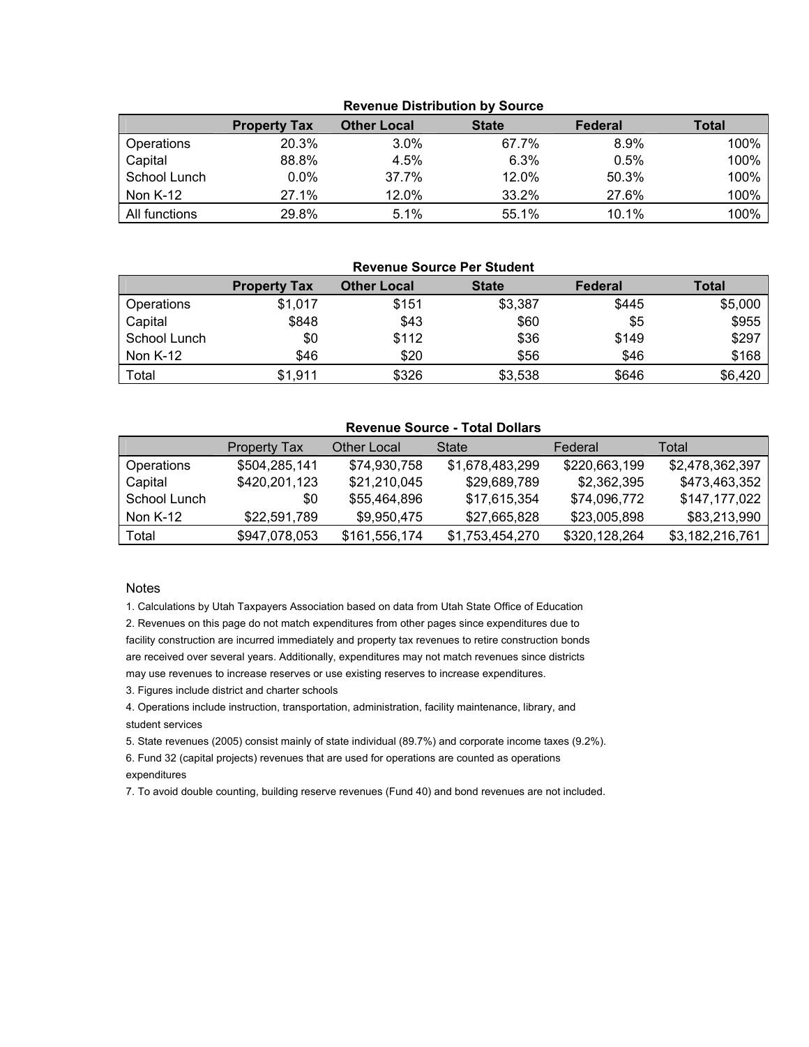### Revenue Distribution by Source

| | Property Tax | Other Local | State | Federal | Total |
|---|---|---|---|---|---|
| Operations | 20.3% | 3.0% | 67.7% | 8.9% | 100% |
| Capital | 88.8% | 4.5% | 6.3% | 0.5% | 100% |
| School Lunch | 0.0% | 37.7% | 12.0% | 50.3% | 100% |
| Non K-12 | 27.1% | 12.0% | 33.2% | 27.6% | 100% |
| All functions | 29.8% | 5.1% | 55.1% | 10.1% | 100% |

### Revenue Source Per Student

| | Property Tax | Other Local | State | Federal | Total |
|---|---|---|---|---|---|
| Operations | $1,017 | $151 | $3,387 | $445 | $5,000 |
| Capital | $848 | $43 | $60 | $5 | $955 |
| School Lunch | $0 | $112 | $36 | $149 | $297 |
| Non K-12 | $46 | $20 | $56 | $46 | $168 |
| Total | $1,911 | $326 | $3,538 | $646 | $6,420 |

### Revenue Source - Total Dollars

| | Property Tax | Other Local | State | Federal | Total |
|---|---|---|---|---|---|
| Operations | $504,285,141 | $74,930,758 | $1,678,483,299 | $220,663,199 | $2,478,362,397 |
| Capital | $420,201,123 | $21,210,045 | $29,689,789 | $2,362,395 | $473,463,352 |
| School Lunch | $0 | $55,464,896 | $17,615,354 | $74,096,772 | $147,177,022 |
| Non K-12 | $22,591,789 | $9,950,475 | $27,665,828 | $23,005,898 | $83,213,990 |
| Total | $947,078,053 | $161,556,174 | $1,753,454,270 | $320,128,264 | $3,182,216,761 |

Notes

1. Calculations by Utah Taxpayers Association based on data from Utah State Office of Education
2. Revenues on this page do not match expenditures from other pages since expenditures due to facility construction are incurred immediately and property tax revenues to retire construction bonds are received over several years. Additionally, expenditures may not match revenues since districts may use revenues to increase reserves or use existing reserves to increase expenditures.
3. Figures include district and charter schools
4. Operations include instruction, transportation, administration, facility maintenance, library, and student services
5. State revenues (2005) consist mainly of state individual (89.7%) and corporate income taxes (9.2%).
6. Fund 32 (capital projects) revenues that are used for operations are counted as operations expenditures
7. To avoid double counting, building reserve revenues (Fund 40) and bond revenues are not included.